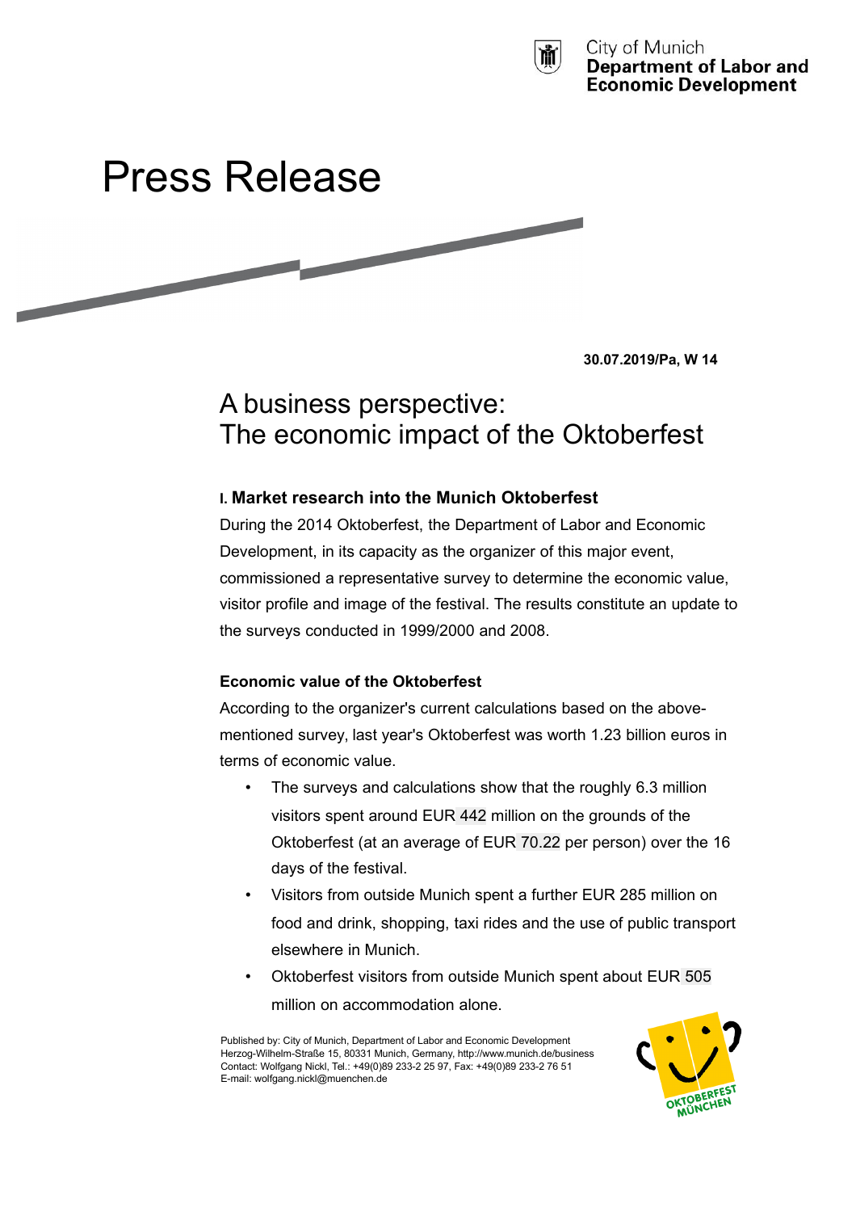City of Munich
**Department of Labor and Economic Development**

# Press Release

**30.07.2019/Pa, W 14**

## A business perspective: The economic impact of the Oktoberfest

### I. Market research into the Munich Oktoberfest

During the 2014 Oktoberfest, the Department of Labor and Economic Development, in its capacity as the organizer of this major event, commissioned a representative survey to determine the economic value, visitor profile and image of the festival. The results constitute an update to the surveys conducted in 1999/2000 and 2008.

**Economic value of the Oktoberfest**

According to the organizer's current calculations based on the above-mentioned survey, last year's Oktoberfest was worth 1.23 billion euros in terms of economic value.

- The surveys and calculations show that the roughly 6.3 million visitors spent around EUR 442 million on the grounds of the Oktoberfest (at an average of EUR 70.22 per person) over the 16 days of the festival.
- Visitors from outside Munich spent a further EUR 285 million on food and drink, shopping, taxi rides and the use of public transport elsewhere in Munich.
- Oktoberfest visitors from outside Munich spent about EUR 505 million on accommodation alone.

Published by: City of Munich, Department of Labor and Economic Development
Herzog-Wilhelm-Straße 15, 80331 Munich, Germany, http://www.munich.de/business
Contact: Wolfgang Nickl, Tel.: +49(0)89 233-2 25 97, Fax: +49(0)89 233-2 76 51
E-mail: wolfgang.nickl@muenchen.de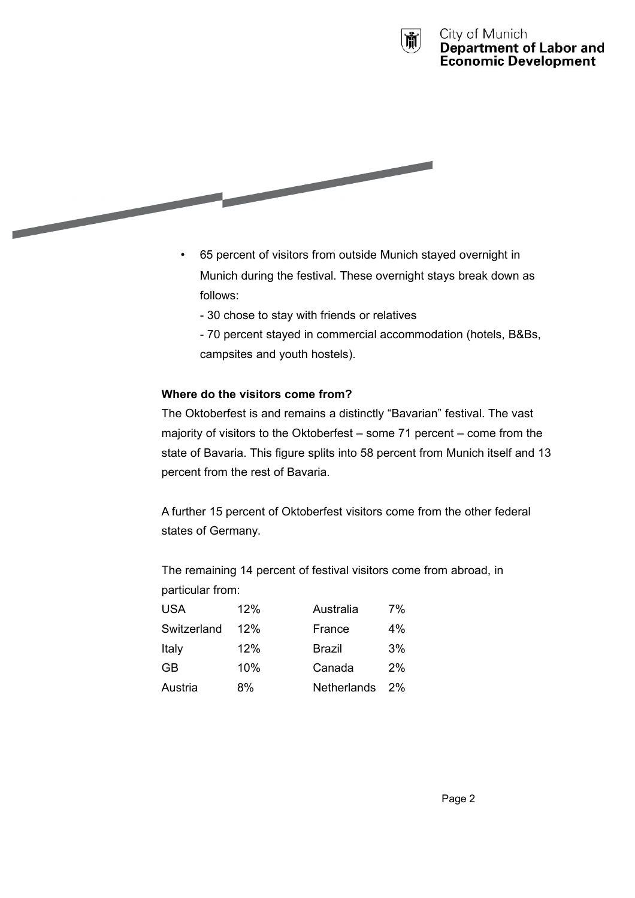- 65 percent of visitors from outside Munich stayed overnight in Munich during the festival. These overnight stays break down as follows:

  - 30 chose to stay with friends or relatives

  - 70 percent stayed in commercial accommodation (hotels, B&Bs, campsites and youth hostels).

**Where do the visitors come from?**

The Oktoberfest is and remains a distinctly “Bavarian” festival. The vast majority of visitors to the Oktoberfest – some 71 percent – come from the state of Bavaria. This figure splits into 58 percent from Munich itself and 13 percent from the rest of Bavaria.

A further 15 percent of Oktoberfest visitors come from the other federal states of Germany.

The remaining 14 percent of festival visitors come from abroad, in particular from:

| | | | |
|---|---|---|---|
| USA | 12% | Australia | 7% |
| Switzerland | 12% | France | 4% |
| Italy | 12% | Brazil | 3% |
| GB | 10% | Canada | 2% |
| Austria | 8% | Netherlands | 2% |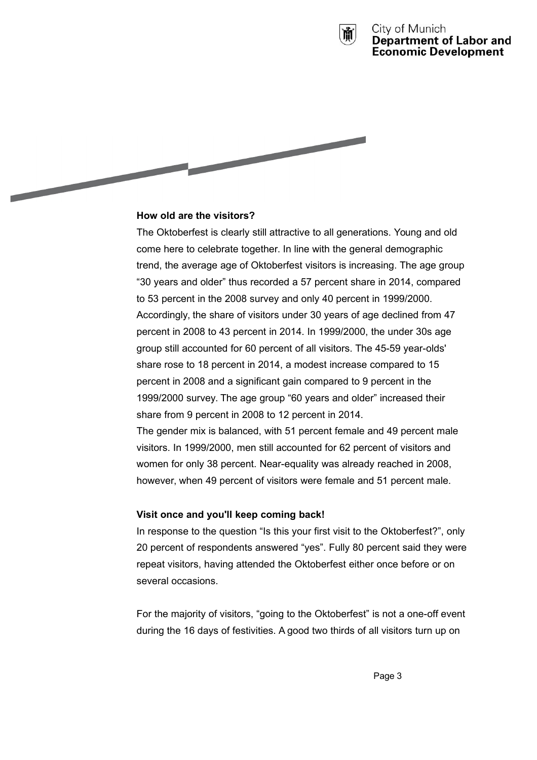**How old are the visitors?**

The Oktoberfest is clearly still attractive to all generations. Young and old come here to celebrate together. In line with the general demographic trend, the average age of Oktoberfest visitors is increasing. The age group “30 years and older” thus recorded a 57 percent share in 2014, compared to 53 percent in the 2008 survey and only 40 percent in 1999/2000. Accordingly, the share of visitors under 30 years of age declined from 47 percent in 2008 to 43 percent in 2014. In 1999/2000, the under 30s age group still accounted for 60 percent of all visitors. The 45-59 year-olds' share rose to 18 percent in 2014, a modest increase compared to 15 percent in 2008 and a significant gain compared to 9 percent in the 1999/2000 survey. The age group “60 years and older” increased their share from 9 percent in 2008 to 12 percent in 2014.
The gender mix is balanced, with 51 percent female and 49 percent male visitors. In 1999/2000, men still accounted for 62 percent of visitors and women for only 38 percent. Near-equality was already reached in 2008, however, when 49 percent of visitors were female and 51 percent male.

**Visit once and you'll keep coming back!**

In response to the question “Is this your first visit to the Oktoberfest?”, only 20 percent of respondents answered “yes”. Fully 80 percent said they were repeat visitors, having attended the Oktoberfest either once before or on several occasions.

For the majority of visitors, “going to the Oktoberfest” is not a one-off event during the 16 days of festivities. A good two thirds of all visitors turn up on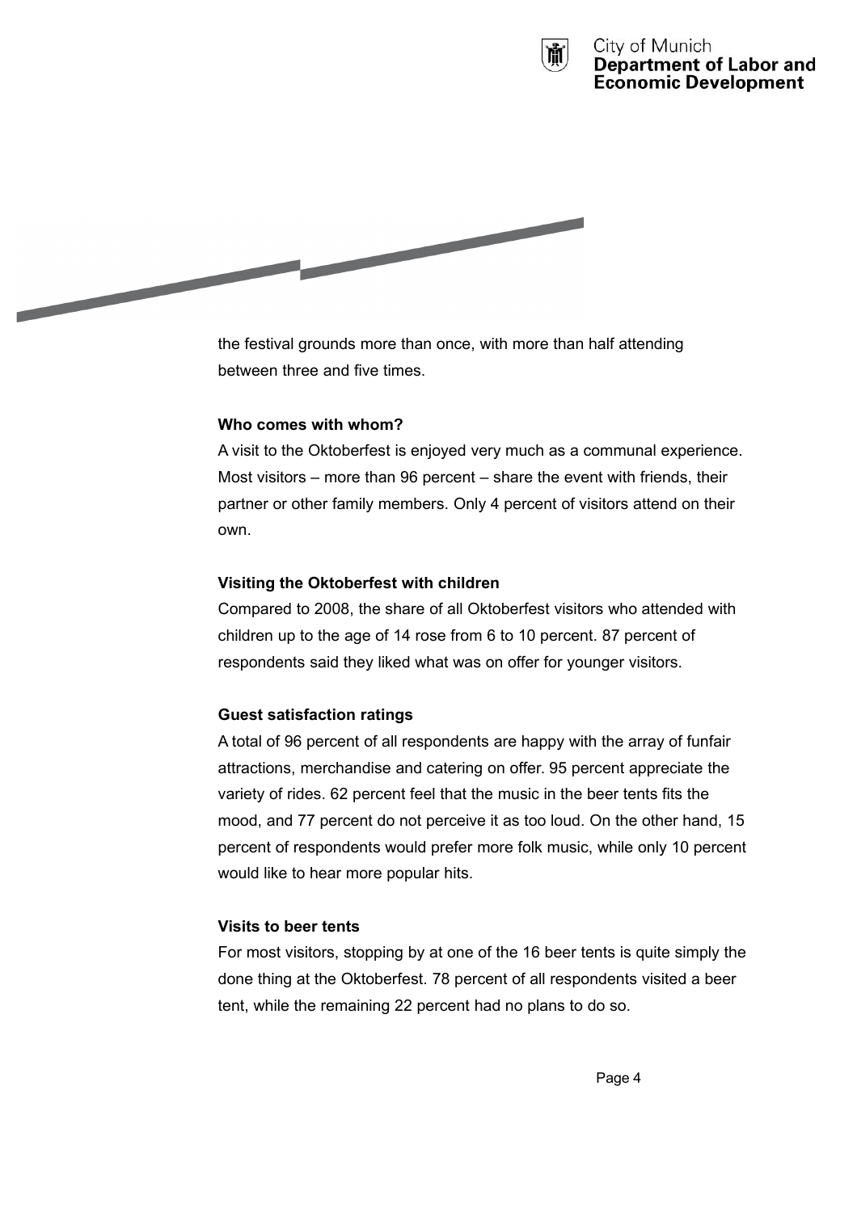the festival grounds more than once, with more than half attending between three and five times.

**Who comes with whom?**

A visit to the Oktoberfest is enjoyed very much as a communal experience. Most visitors – more than 96 percent – share the event with friends, their partner or other family members. Only 4 percent of visitors attend on their own.

**Visiting the Oktoberfest with children**

Compared to 2008, the share of all Oktoberfest visitors who attended with children up to the age of 14 rose from 6 to 10 percent. 87 percent of respondents said they liked what was on offer for younger visitors.

**Guest satisfaction ratings**

A total of 96 percent of all respondents are happy with the array of funfair attractions, merchandise and catering on offer. 95 percent appreciate the variety of rides. 62 percent feel that the music in the beer tents fits the mood, and 77 percent do not perceive it as too loud. On the other hand, 15 percent of respondents would prefer more folk music, while only 10 percent would like to hear more popular hits.

**Visits to beer tents**

For most visitors, stopping by at one of the 16 beer tents is quite simply the done thing at the Oktoberfest. 78 percent of all respondents visited a beer tent, while the remaining 22 percent had no plans to do so.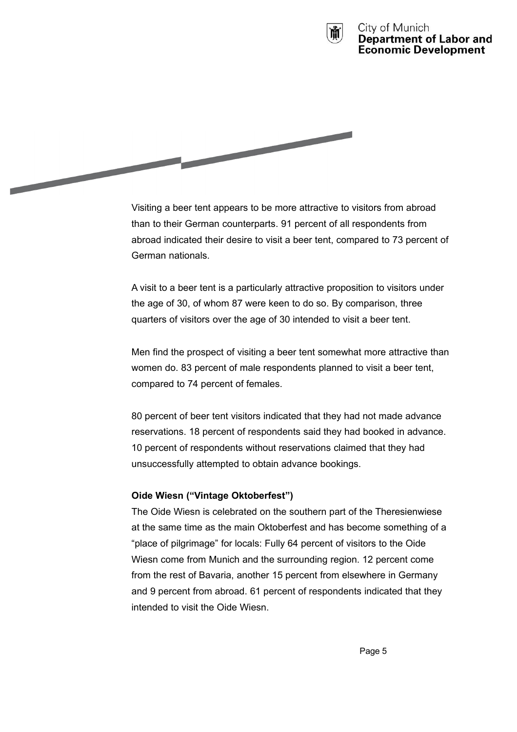Visiting a beer tent appears to be more attractive to visitors from abroad than to their German counterparts. 91 percent of all respondents from abroad indicated their desire to visit a beer tent, compared to 73 percent of German nationals.

A visit to a beer tent is a particularly attractive proposition to visitors under the age of 30, of whom 87 were keen to do so. By comparison, three quarters of visitors over the age of 30 intended to visit a beer tent.

Men find the prospect of visiting a beer tent somewhat more attractive than women do. 83 percent of male respondents planned to visit a beer tent, compared to 74 percent of females.

80 percent of beer tent visitors indicated that they had not made advance reservations. 18 percent of respondents said they had booked in advance. 10 percent of respondents without reservations claimed that they had unsuccessfully attempted to obtain advance bookings.

**Oide Wiesn ("Vintage Oktoberfest")**

The Oide Wiesn is celebrated on the southern part of the Theresienwiese at the same time as the main Oktoberfest and has become something of a "place of pilgrimage" for locals: Fully 64 percent of visitors to the Oide Wiesn come from Munich and the surrounding region. 12 percent come from the rest of Bavaria, another 15 percent from elsewhere in Germany and 9 percent from abroad. 61 percent of respondents indicated that they intended to visit the Oide Wiesn.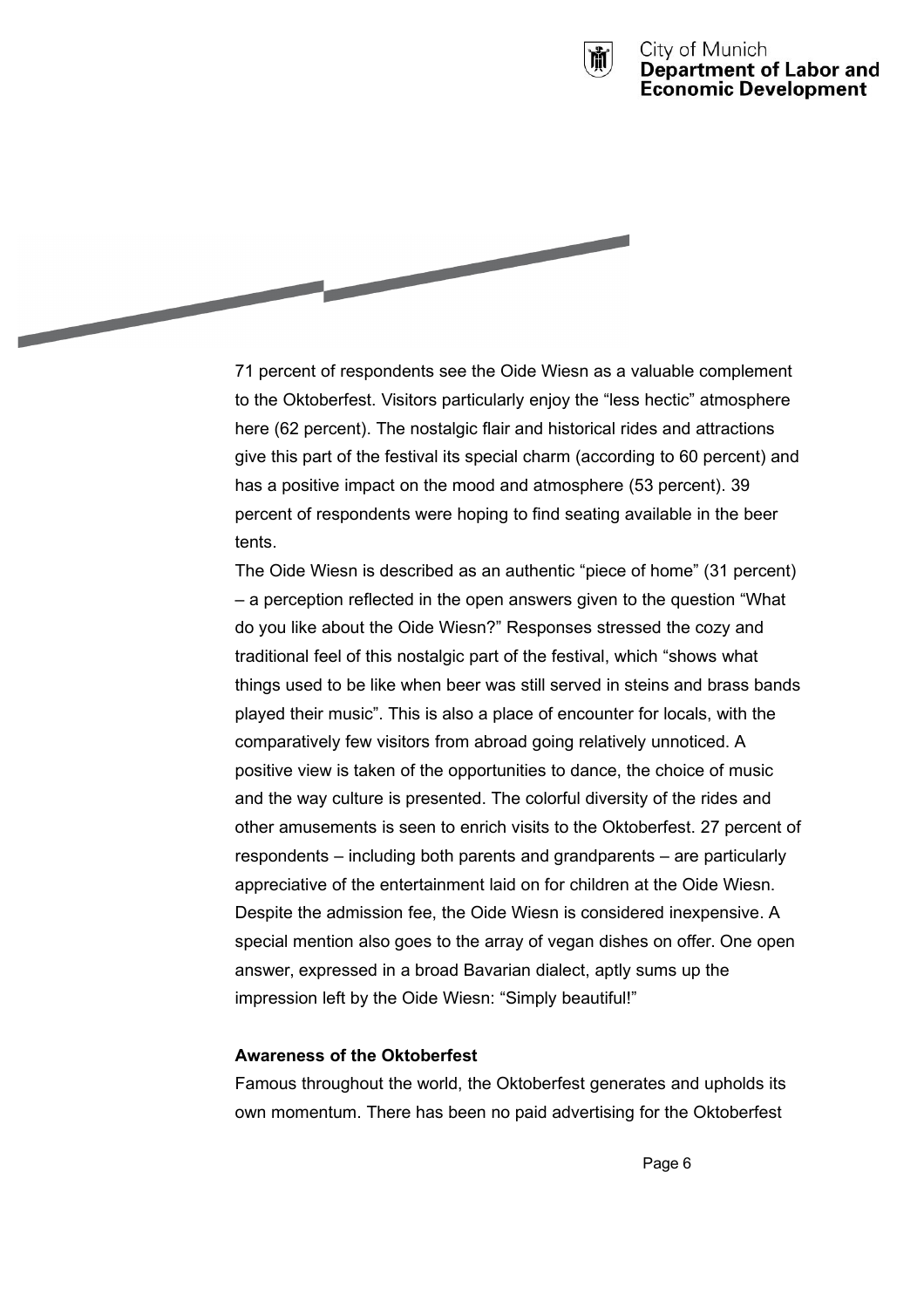71 percent of respondents see the Oide Wiesn as a valuable complement to the Oktoberfest. Visitors particularly enjoy the “less hectic” atmosphere here (62 percent). The nostalgic flair and historical rides and attractions give this part of the festival its special charm (according to 60 percent) and has a positive impact on the mood and atmosphere (53 percent). 39 percent of respondents were hoping to find seating available in the beer tents.

The Oide Wiesn is described as an authentic “piece of home” (31 percent) – a perception reflected in the open answers given to the question “What do you like about the Oide Wiesn?” Responses stressed the cozy and traditional feel of this nostalgic part of the festival, which “shows what things used to be like when beer was still served in steins and brass bands played their music”. This is also a place of encounter for locals, with the comparatively few visitors from abroad going relatively unnoticed. A positive view is taken of the opportunities to dance, the choice of music and the way culture is presented. The colorful diversity of the rides and other amusements is seen to enrich visits to the Oktoberfest. 27 percent of respondents – including both parents and grandparents – are particularly appreciative of the entertainment laid on for children at the Oide Wiesn. Despite the admission fee, the Oide Wiesn is considered inexpensive. A special mention also goes to the array of vegan dishes on offer. One open answer, expressed in a broad Bavarian dialect, aptly sums up the impression left by the Oide Wiesn: “Simply beautiful!”

**Awareness of the Oktoberfest**

Famous throughout the world, the Oktoberfest generates and upholds its own momentum. There has been no paid advertising for the Oktoberfest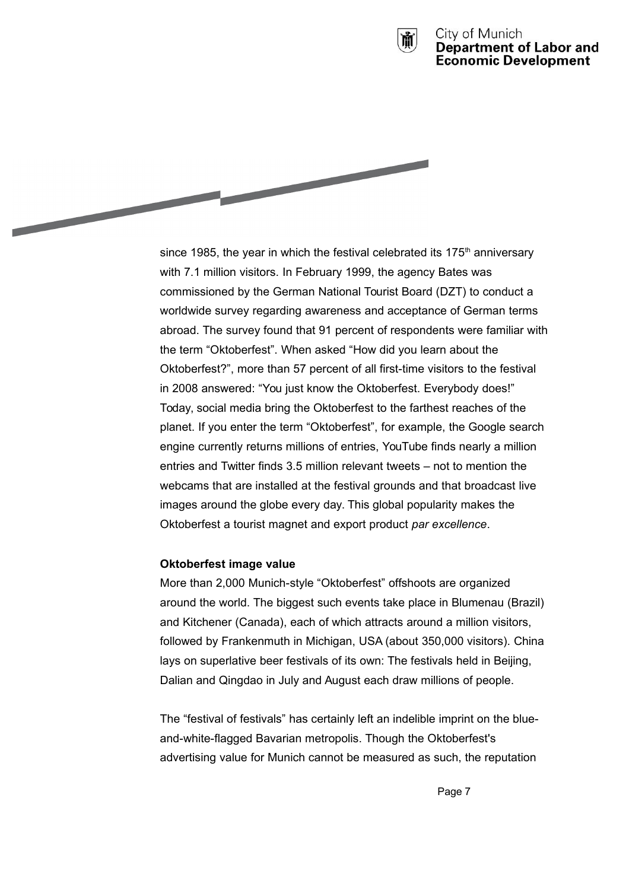since 1985, the year in which the festival celebrated its 175th anniversary with 7.1 million visitors. In February 1999, the agency Bates was commissioned by the German National Tourist Board (DZT) to conduct a worldwide survey regarding awareness and acceptance of German terms abroad. The survey found that 91 percent of respondents were familiar with the term “Oktoberfest”. When asked “How did you learn about the Oktoberfest?”, more than 57 percent of all first-time visitors to the festival in 2008 answered: “You just know the Oktoberfest. Everybody does!” Today, social media bring the Oktoberfest to the farthest reaches of the planet. If you enter the term “Oktoberfest”, for example, the Google search engine currently returns millions of entries, YouTube finds nearly a million entries and Twitter finds 3.5 million relevant tweets – not to mention the webcams that are installed at the festival grounds and that broadcast live images around the globe every day. This global popularity makes the Oktoberfest a tourist magnet and export product *par excellence*.

**Oktoberfest image value**

More than 2,000 Munich-style “Oktoberfest” offshoots are organized around the world. The biggest such events take place in Blumenau (Brazil) and Kitchener (Canada), each of which attracts around a million visitors, followed by Frankenmuth in Michigan, USA (about 350,000 visitors). China lays on superlative beer festivals of its own: The festivals held in Beijing, Dalian and Qingdao in July and August each draw millions of people.

The “festival of festivals” has certainly left an indelible imprint on the blue-and-white-flagged Bavarian metropolis. Though the Oktoberfest's advertising value for Munich cannot be measured as such, the reputation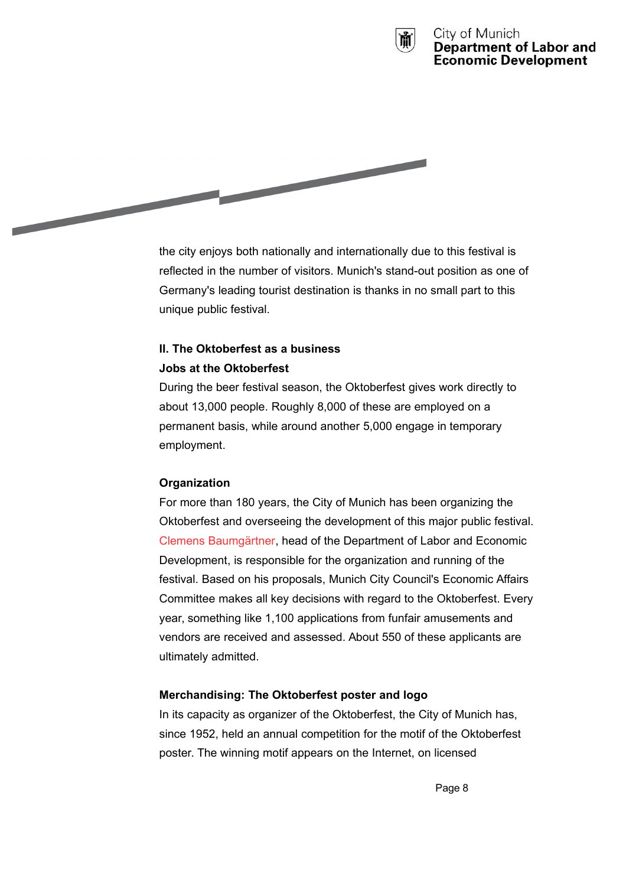the city enjoys both nationally and internationally due to this festival is reflected in the number of visitors. Munich's stand-out position as one of Germany's leading tourist destination is thanks in no small part to this unique public festival.

## II. The Oktoberfest as a business

### Jobs at the Oktoberfest

During the beer festival season, the Oktoberfest gives work directly to about 13,000 people. Roughly 8,000 of these are employed on a permanent basis, while around another 5,000 engage in temporary employment.

### Organization

For more than 180 years, the City of Munich has been organizing the Oktoberfest and overseeing the development of this major public festival. Clemens Baumgärtner, head of the Department of Labor and Economic Development, is responsible for the organization and running of the festival. Based on his proposals, Munich City Council's Economic Affairs Committee makes all key decisions with regard to the Oktoberfest. Every year, something like 1,100 applications from funfair amusements and vendors are received and assessed. About 550 of these applicants are ultimately admitted.

### Merchandising: The Oktoberfest poster and logo

In its capacity as organizer of the Oktoberfest, the City of Munich has, since 1952, held an annual competition for the motif of the Oktoberfest poster. The winning motif appears on the Internet, on licensed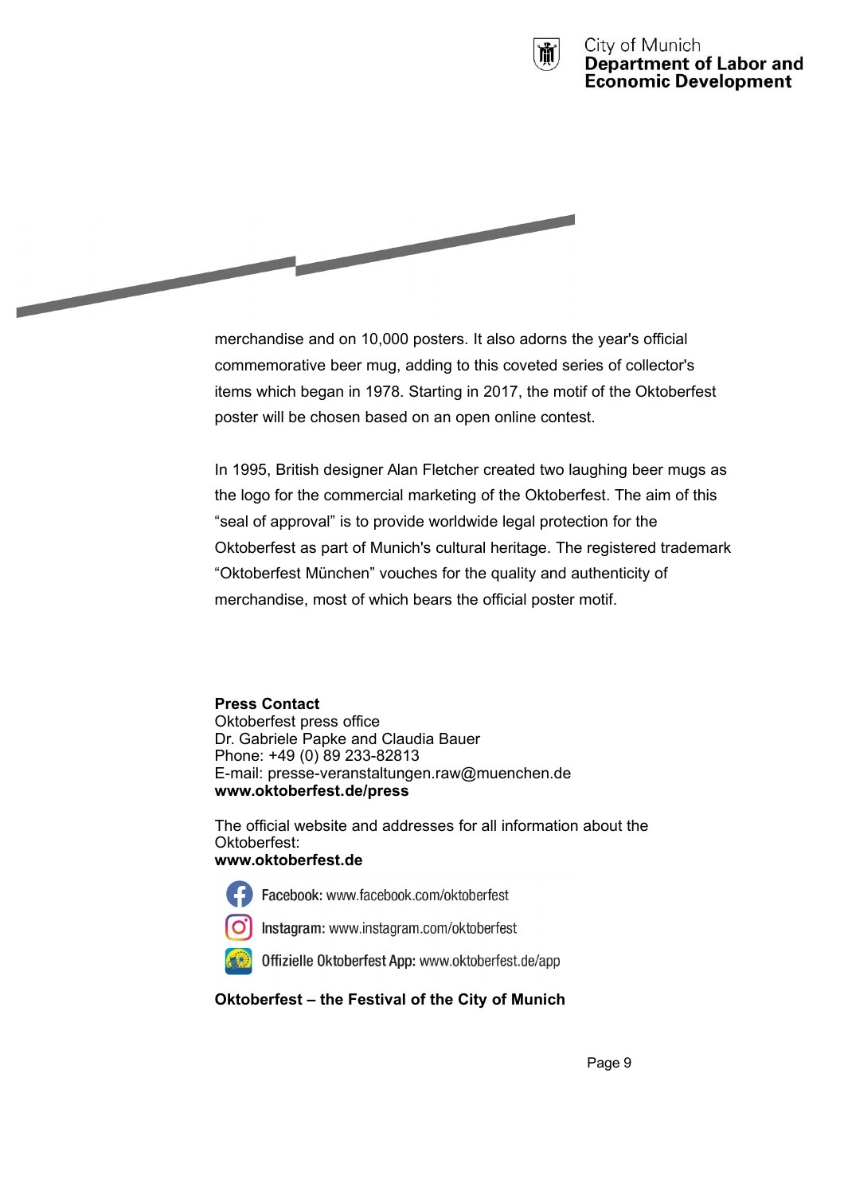merchandise and on 10,000 posters. It also adorns the year's official commemorative beer mug, adding to this coveted series of collector's items which began in 1978. Starting in 2017, the motif of the Oktoberfest poster will be chosen based on an open online contest.

In 1995, British designer Alan Fletcher created two laughing beer mugs as the logo for the commercial marketing of the Oktoberfest. The aim of this "seal of approval" is to provide worldwide legal protection for the Oktoberfest as part of Munich's cultural heritage. The registered trademark "Oktoberfest München" vouches for the quality and authenticity of merchandise, most of which bears the official poster motif.

**Press Contact**
Oktoberfest press office
Dr. Gabriele Papke and Claudia Bauer
Phone: +49 (0) 89 233-82813
E-mail: presse-veranstaltungen.raw@muenchen.de
**www.oktoberfest.de/press**

The official website and addresses for all information about the Oktoberfest:
**www.oktoberfest.de**

**Facebook:** www.facebook.com/oktoberfest

**Instagram:** www.instagram.com/oktoberfest

**Offizielle Oktoberfest App:** www.oktoberfest.de/app

**Oktoberfest – the Festival of the City of Munich**